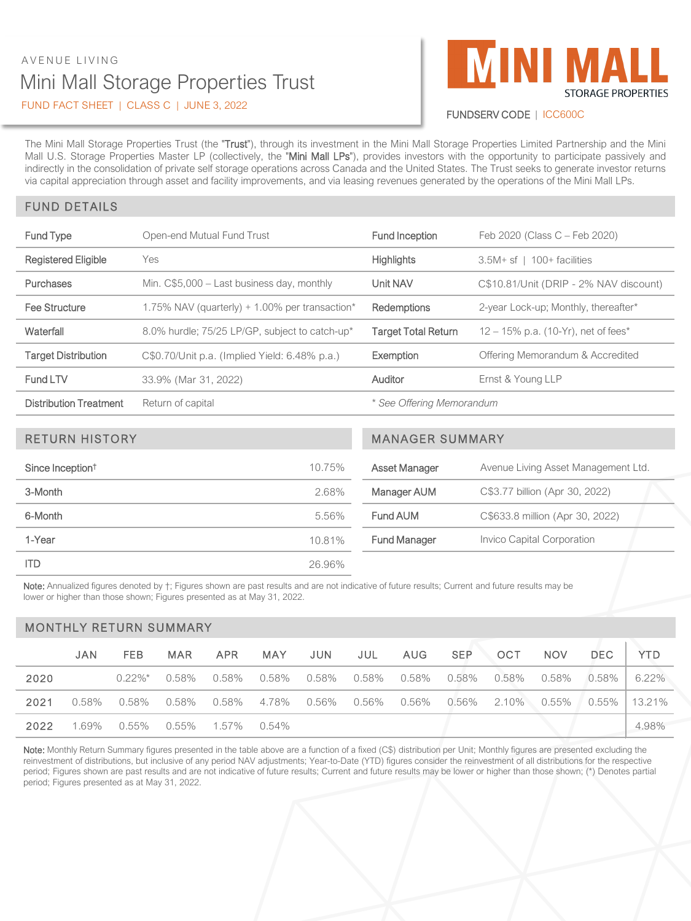AVENUE LIVING

# Mini Mall Storage Properties Trust

FUND FACT SHEET | CLASS C | JUNE 3, 2022

**MINI MALL** STORAGE PROPERTIES

FUNDSERV CODE | ICC600C

The Mini Mall Storage Properties Trust (the "**Trust**"), through its investment in the Mini Mall Storage Properties Limited Partnership and the Mini Mall U.S. Storage Properties Master LP (collectively, the "**Mini Mall LPs**"), provides investors with the opportunity to participate passively and indirectly in the consolidation of private self storage operations across Canada and the United States. The Trust seeks to generate investor returns via capital appreciation through asset and facility improvements, and via leasing revenues generated by the operations of the Mini Mall LPs.

## FUND DETAILS

| | | | |
|---|---|---|---|
| Fund Type | Open-end Mutual Fund Trust | Fund Inception | Feb 2020 (Class C – Feb 2020) |
| Registered Eligible | Yes | Highlights | 3.5M+ sf \| 100+ facilities |
| Purchases | Min. C$5,000 – Last business day, monthly | Unit NAV | C$10.81/Unit (DRIP - 2% NAV discount) |
| Fee Structure | 1.75% NAV (quarterly) + 1.00% per transaction* | Redemptions | 2-year Lock-up; Monthly, thereafter* |
| Waterfall | 8.0% hurdle; 75/25 LP/GP, subject to catch-up* | Target Total Return | 12 – 15% p.a. (10-Yr), net of fees* |
| Target Distribution | C$0.70/Unit p.a. (Implied Yield: 6.48% p.a.) | Exemption | Offering Memorandum & Accredited |
| Fund LTV | 33.9% (Mar 31, 2022) | Auditor | Ernst & Young LLP |
| Distribution Treatment | Return of capital | *\* See Offering Memorandum* | |

## RETURN HISTORY

| | |
|---|---|
| Since Inception† | 10.75% |
| 3-Month | 2.68% |
| 6-Month | 5.56% |
| 1-Year | 10.81% |
| ITD | 26.96% |

## MANAGER SUMMARY

| | |
|---|---|
| Asset Manager | Avenue Living Asset Management Ltd. |
| Manager AUM | C$3.77 billion (Apr 30, 2022) |
| Fund AUM | C$633.8 million (Apr 30, 2022) |
| Fund Manager | Invico Capital Corporation |

**Note:** Annualized figures denoted by †; Figures shown are past results and are not indicative of future results; Current and future results may be lower or higher than those shown; Figures presented as at May 31, 2022.

## MONTHLY RETURN SUMMARY

| | JAN | FEB | MAR | APR | MAY | JUN | JUL | AUG | SEP | OCT | NOV | DEC | YTD |
|---|---|---|---|---|---|---|---|---|---|---|---|---|---|
| 2020 | | 0.22%* | 0.58% | 0.58% | 0.58% | 0.58% | 0.58% | 0.58% | 0.58% | 0.58% | 0.58% | 0.58% | 6.22% |
| 2021 | 0.58% | 0.58% | 0.58% | 0.58% | 4.78% | 0.56% | 0.56% | 0.56% | 0.56% | 2.10% | 0.55% | 0.55% | 13.21% |
| 2022 | 1.69% | 0.55% | 0.55% | 1.57% | 0.54% | | | | | | | | 4.98% |

**Note:** Monthly Return Summary figures presented in the table above are a function of a fixed (C$) distribution per Unit; Monthly figures are presented excluding the reinvestment of distributions, but inclusive of any period NAV adjustments; Year-to-Date (YTD) figures consider the reinvestment of all distributions for the respective period; Figures shown are past results and are not indicative of future results; Current and future results may be lower or higher than those shown; (*) Denotes partial period; Figures presented as at May 31, 2022.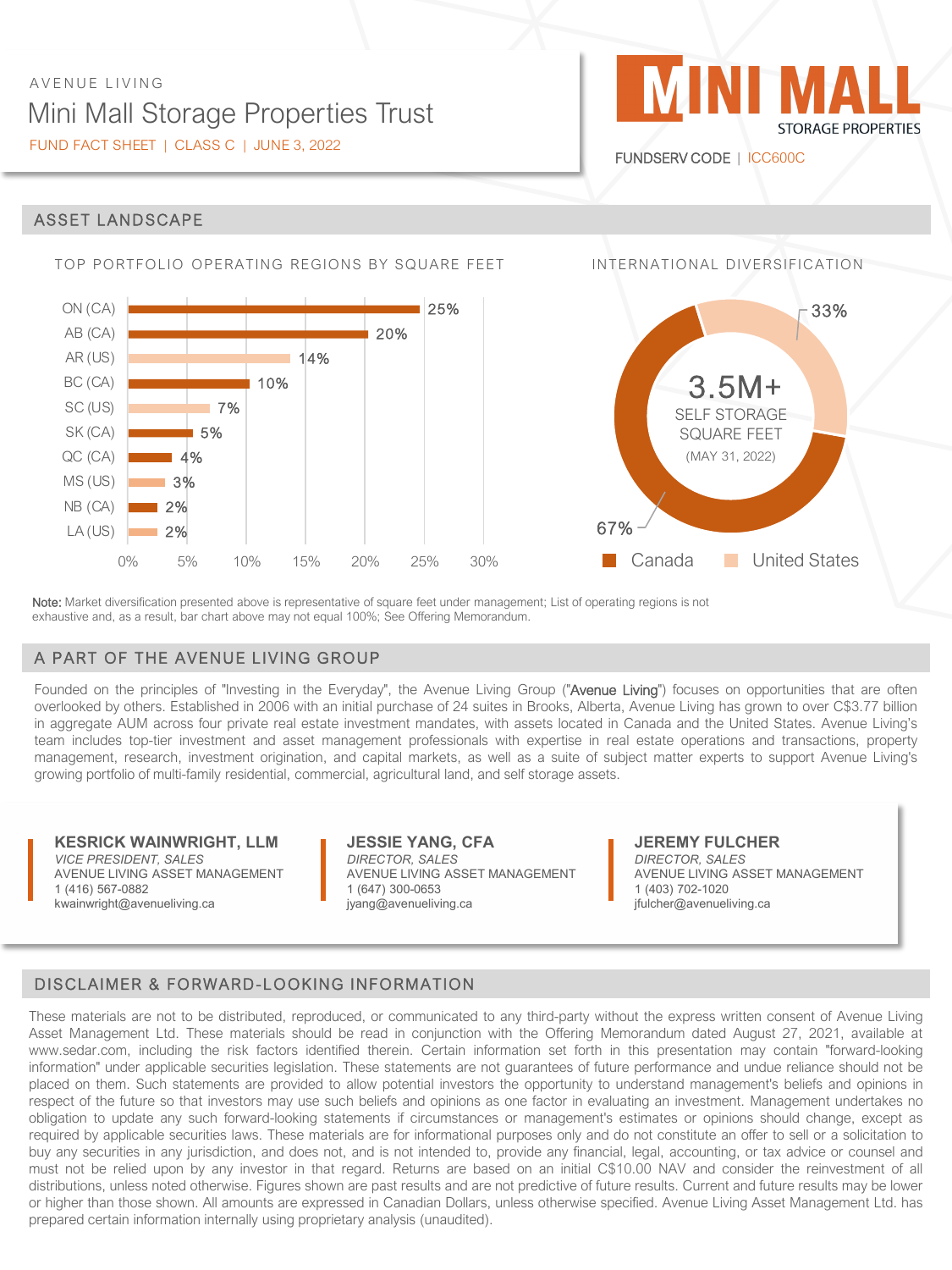AVENUE LIVING

# Mini Mall Storage Properties Trust

FUND FACT SHEET | CLASS C | JUNE 3, 2022

MINI MALL STORAGE PROPERTIES

FUNDSERV CODE | ICC600C

## ASSET LANDSCAPE

TOP PORTFOLIO OPERATING REGIONS BY SQUARE FEET

ON (CA) 25%
AB (CA) 20%
AR (US) 14%
BC (CA) 10%
SC (US) 7%
SK (CA) 5%
QC (CA) 4%
MS (US) 3%
NB (CA) 2%
LA (US) 2%

0% 5% 10% 15% 20% 25% 30%

INTERNATIONAL DIVERSIFICATION

3.5M+
SELF STORAGE SQUARE FEET
(MAY 31, 2022)

33%
67%

Canada United States

**Note:** Market diversification presented above is representative of square feet under management; List of operating regions is not exhaustive and, as a result, bar chart above may not equal 100%; See Offering Memorandum.

## A PART OF THE AVENUE LIVING GROUP

Founded on the principles of "Investing in the Everyday", the Avenue Living Group ("Avenue Living") focuses on opportunities that are often overlooked by others. Established in 2006 with an initial purchase of 24 suites in Brooks, Alberta, Avenue Living has grown to over C$3.77 billion in aggregate AUM across four private real estate investment mandates, with assets located in Canada and the United States. Avenue Living's team includes top-tier investment and asset management professionals with expertise in real estate operations and transactions, property management, research, investment origination, and capital markets, as well as a suite of subject matter experts to support Avenue Living's growing portfolio of multi-family residential, commercial, agricultural land, and self storage assets.

**KESRICK WAINWRIGHT, LLM**
*VICE PRESIDENT, SALES*
AVENUE LIVING ASSET MANAGEMENT
1 (416) 567-0882
kwainwright@avenueliving.ca

**JESSIE YANG, CFA**
*DIRECTOR, SALES*
AVENUE LIVING ASSET MANAGEMENT
1 (647) 300-0653
jyang@avenueliving.ca

**JEREMY FULCHER**
*DIRECTOR, SALES*
AVENUE LIVING ASSET MANAGEMENT
1 (403) 702-1020
jfulcher@avenueliving.ca

## DISCLAIMER & FORWARD-LOOKING INFORMATION

These materials are not to be distributed, reproduced, or communicated to any third-party without the express written consent of Avenue Living Asset Management Ltd. These materials should be read in conjunction with the Offering Memorandum dated August 27, 2021, available at www.sedar.com, including the risk factors identified therein. Certain information set forth in this presentation may contain "forward-looking information" under applicable securities legislation. These statements are not guarantees of future performance and undue reliance should not be placed on them. Such statements are provided to allow potential investors the opportunity to understand management's beliefs and opinions in respect of the future so that investors may use such beliefs and opinions as one factor in evaluating an investment. Management undertakes no obligation to update any such forward-looking statements if circumstances or management's estimates or opinions should change, except as required by applicable securities laws. These materials are for informational purposes only and do not constitute an offer to sell or a solicitation to buy any securities in any jurisdiction, and does not, and is not intended to, provide any financial, legal, accounting, or tax advice or counsel and must not be relied upon by any investor in that regard. Returns are based on an initial C$10.00 NAV and consider the reinvestment of all distributions, unless noted otherwise. Figures shown are past results and are not predictive of future results. Current and future results may be lower or higher than those shown. All amounts are expressed in Canadian Dollars, unless otherwise specified. Avenue Living Asset Management Ltd. has prepared certain information internally using proprietary analysis (unaudited).